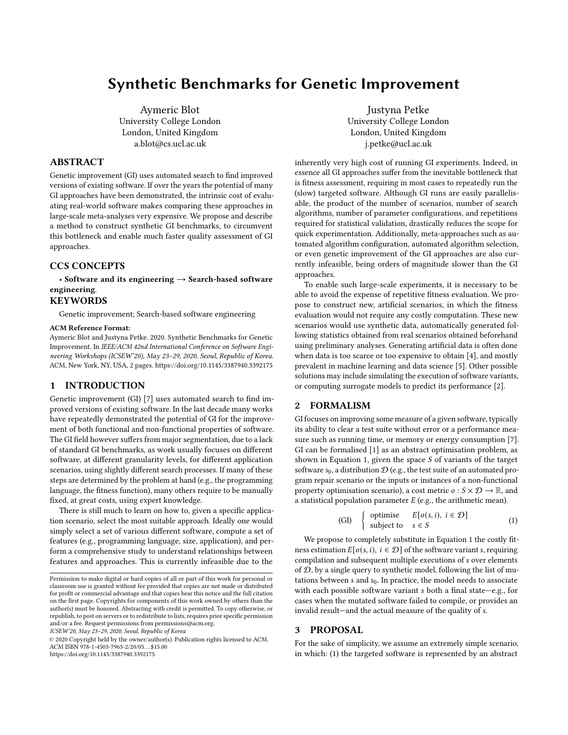# Synthetic Benchmarks for Genetic Improvement

Aymeric Blot
University College London
London, United Kingdom
a.blot@cs.ucl.ac.uk

Justyna Petke
University College London
London, United Kingdom
j.petke@ucl.ac.uk

## ABSTRACT

Genetic improvement (GI) uses automated search to find improved versions of existing software. If over the years the potential of many GI approaches have been demonstrated, the intrinsic cost of evaluating real-world software makes comparing these approaches in large-scale meta-analyses very expensive. We propose and describe a method to construct synthetic GI benchmarks, to circumvent this bottleneck and enable much faster quality assessment of GI approaches.

## CCS CONCEPTS

• **Software and its engineering → Search-based software engineering**.

## KEYWORDS

Genetic improvement; Search-based software engineering

**ACM Reference Format:**
Aymeric Blot and Justyna Petke. 2020. Synthetic Benchmarks for Genetic Improvement. In *IEEE/ACM 42nd International Conference on Software Engineering Workshops (ICSEW'20), May 23–29, 2020, Seoul, Republic of Korea.* ACM, New York, NY, USA, 2 pages. https://doi.org/10.1145/3387940.3392175

## 1 INTRODUCTION

Genetic improvement (GI) [7] uses automated search to find improved versions of existing software. In the last decade many works have repeatedly demonstrated the potential of GI for the improvement of both functional and non-functional properties of software. The GI field however suffers from major segmentation, due to a lack of standard GI benchmarks, as work usually focuses on different software, at different granularity levels, for different application scenarios, using slightly different search processes. If many of these steps are determined by the problem at hand (e.g., the programming language, the fitness function), many others require to be manually fixed, at great costs, using expert knowledge.

There is still much to learn on how to, given a specific application scenario, select the most suitable approach. Ideally one would simply select a set of various different software, compute a set of features (e.g., programming language, size, application), and perform a comprehensive study to understand relationships between features and approaches. This is currently infeasible due to the inherently very high cost of running GI experiments. Indeed, in essence all GI approaches suffer from the inevitable bottleneck that is fitness assessment, requiring in most cases to repeatedly run the (slow) targeted software. Although GI runs are easily parallelisable, the product of the number of scenarios, number of search algorithms, number of parameter configurations, and repetitions required for statistical validation, drastically reduces the scope for quick experimentation. Additionally, meta-approaches such as automated algorithm configuration, automated algorithm selection, or even genetic improvement of the GI approaches are also currently infeasible, being orders of magnitude slower than the GI approaches.

To enable such large-scale experiments, it is necessary to be able to avoid the expense of repetitive fitness evaluation. We propose to construct new, artificial scenarios, in which the fitness evaluation would not require any costly computation. These new scenarios would use synthetic data, automatically generated following statistics obtained from real scenarios obtained beforehand using preliminary analyses. Generating artificial data is often done when data is too scarce or too expensive to obtain [4], and mostly prevalent in machine learning and data science [5]. Other possible solutions may include simulating the execution of software variants, or computing surrogate models to predict its performance [2].

Permission to make digital or hard copies of all or part of this work for personal or classroom use is granted without fee provided that copies are not made or distributed for profit or commercial advantage and that copies bear this notice and the full citation on the first page. Copyrights for components of this work owned by others than the author(s) must be honored. Abstracting with credit is permitted. To copy otherwise, or republish, to post on servers or to redistribute to lists, requires prior specific permission and/or a fee. Request permissions from permissions@acm.org.
*ICSEW'20, May 23–29, 2020, Seoul, Republic of Korea*
© 2020 Copyright held by the owner/author(s). Publication rights licensed to ACM.
ACM ISBN 978-1-4503-7963-2/20/05...$15.00
https://doi.org/10.1145/3387940.3392175

## 2 FORMALISM

GI focuses on improving some measure of a given software, typically its ability to clear a test suite without error or a performance measure such as running time, or memory or energy consumption [7]. GI can be formalised [1] as an abstract optimisation problem, as shown in Equation 1, given the space $S$ of variants of the target software $s_0$, a distribution $\mathcal{D}$ (e.g., the test suite of an automated program repair scenario or the inputs or instances of a non-functional property optimisation scenario), a cost metric $o : S \times \mathcal{D} \to \mathbb{R}$, and a statistical population parameter $E$ (e.g., the arithmetic mean).

$$\text{(GI)} \quad \begin{cases} \text{optimise} & E[o(s,i),\ i \in \mathcal{D}] \\ \text{subject to} & s \in S \end{cases} \tag{1}$$

We propose to completely substitute in Equation 1 the costly fitness estimation $E[o(s,i),\ i \in \mathcal{D}]$ of the software variant $s$, requiring compilation and subsequent multiple executions of $s$ over elements of $\mathcal{D}$, by a single query to synthetic model, following the list of mutations between $s$ and $s_0$. In practice, the model needs to associate with each possible software variant $s$ both a final state—e.g., for cases when the mutated software failed to compile, or provides an invalid result—and the actual measure of the quality of $s$.

## 3 PROPOSAL

For the sake of simplicity, we assume an extremely simple scenario, in which: (1) the targeted software is represented by an abstract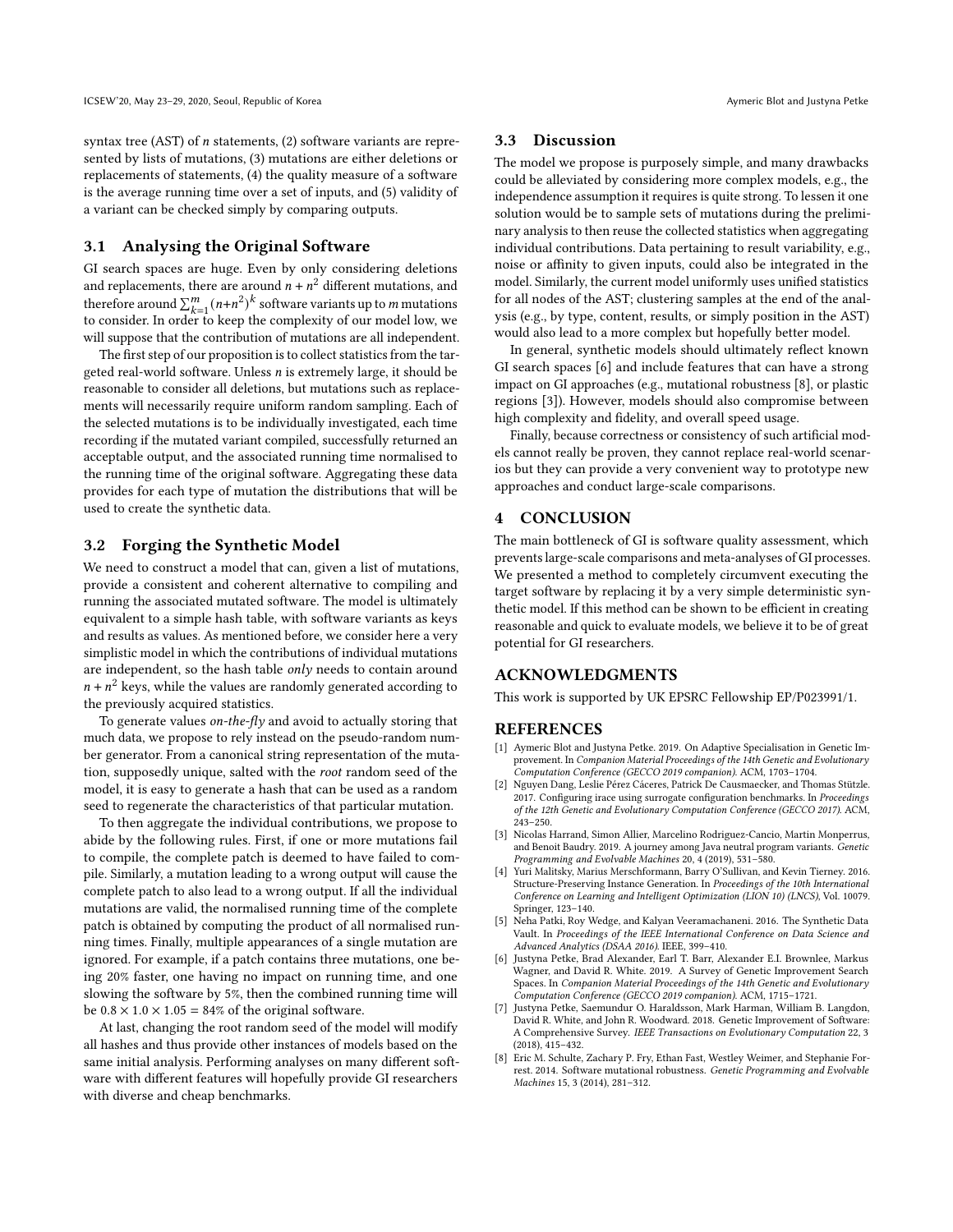syntax tree (AST) of $n$ statements, (2) software variants are represented by lists of mutations, (3) mutations are either deletions or replacements of statements, (4) the quality measure of a software is the average running time over a set of inputs, and (5) validity of a variant can be checked simply by comparing outputs.

### 3.1 Analysing the Original Software

GI search spaces are huge. Even by only considering deletions and replacements, there are around $n + n^2$ different mutations, and therefore around $\sum_{k=1}^{m} (n+n^2)^k$ software variants up to $m$ mutations to consider. In order to keep the complexity of our model low, we will suppose that the contribution of mutations are all independent.

The first step of our proposition is to collect statistics from the targeted real-world software. Unless $n$ is extremely large, it should be reasonable to consider all deletions, but mutations such as replacements will necessarily require uniform random sampling. Each of the selected mutations is to be individually investigated, each time recording if the mutated variant compiled, successfully returned an acceptable output, and the associated running time normalised to the running time of the original software. Aggregating these data provides for each type of mutation the distributions that will be used to create the synthetic data.

### 3.2 Forging the Synthetic Model

We need to construct a model that can, given a list of mutations, provide a consistent and coherent alternative to compiling and running the associated mutated software. The model is ultimately equivalent to a simple hash table, with software variants as keys and results as values. As mentioned before, we consider here a very simplistic model in which the contributions of individual mutations are independent, so the hash table *only* needs to contain around $n + n^2$ keys, while the values are randomly generated according to the previously acquired statistics.

To generate values *on-the-fly* and avoid to actually storing that much data, we propose to rely instead on the pseudo-random number generator. From a canonical string representation of the mutation, supposedly unique, salted with the *root* random seed of the model, it is easy to generate a hash that can be used as a random seed to regenerate the characteristics of that particular mutation.

To then aggregate the individual contributions, we propose to abide by the following rules. First, if one or more mutations fail to compile, the complete patch is deemed to have failed to compile. Similarly, a mutation leading to a wrong output will cause the complete patch to also lead to a wrong output. If all the individual mutations are valid, the normalised running time of the complete patch is obtained by computing the product of all normalised running times. Finally, multiple appearances of a single mutation are ignored. For example, if a patch contains three mutations, one being 20% faster, one having no impact on running time, and one slowing the software by 5%, then the combined running time will be $0.8 \times 1.0 \times 1.05 = 84\%$ of the original software.

At last, changing the root random seed of the model will modify all hashes and thus provide other instances of models based on the same initial analysis. Performing analyses on many different software with different features will hopefully provide GI researchers with diverse and cheap benchmarks.

### 3.3 Discussion

The model we propose is purposely simple, and many drawbacks could be alleviated by considering more complex models, e.g., the independence assumption it requires is quite strong. To lessen it one solution would be to sample sets of mutations during the preliminary analysis to then reuse the collected statistics when aggregating individual contributions. Data pertaining to result variability, e.g., noise or affinity to given inputs, could also be integrated in the model. Similarly, the current model uniformly uses unified statistics for all nodes of the AST; clustering samples at the end of the analysis (e.g., by type, content, results, or simply position in the AST) would also lead to a more complex but hopefully better model.

In general, synthetic models should ultimately reflect known GI search spaces [6] and include features that can have a strong impact on GI approaches (e.g., mutational robustness [8], or plastic regions [3]). However, models should also compromise between high complexity and fidelity, and overall speed usage.

Finally, because correctness or consistency of such artificial models cannot really be proven, they cannot replace real-world scenarios but they can provide a very convenient way to prototype new approaches and conduct large-scale comparisons.

## 4 CONCLUSION

The main bottleneck of GI is software quality assessment, which prevents large-scale comparisons and meta-analyses of GI processes. We presented a method to completely circumvent executing the target software by replacing it by a very simple deterministic synthetic model. If this method can be shown to be efficient in creating reasonable and quick to evaluate models, we believe it to be of great potential for GI researchers.

## ACKNOWLEDGMENTS

This work is supported by UK EPSRC Fellowship EP/P023991/1.

## REFERENCES

[1] Aymeric Blot and Justyna Petke. 2019. On Adaptive Specialisation in Genetic Improvement. In *Companion Material Proceedings of the 14th Genetic and Evolutionary Computation Conference (GECCO 2019 companion)*. ACM, 1703–1704.

[2] Nguyen Dang, Leslie Pérez Cáceres, Patrick De Causmaecker, and Thomas Stützle. 2017. Configuring irace using surrogate configuration benchmarks. In *Proceedings of the 12th Genetic and Evolutionary Computation Conference (GECCO 2017)*. ACM, 243–250.

[3] Nicolas Harrand, Simon Allier, Marcelino Rodriguez-Cancio, Martin Monperrus, and Benoit Baudry. 2019. A journey among Java neutral program variants. *Genetic Programming and Evolvable Machines* 20, 4 (2019), 531–580.

[4] Yuri Malitsky, Marius Merschformann, Barry O'Sullivan, and Kevin Tierney. 2016. Structure-Preserving Instance Generation. In *Proceedings of the 10th International Conference on Learning and Intelligent Optimization (LION 10) (LNCS)*, Vol. 10079. Springer, 123–140.

[5] Neha Patki, Roy Wedge, and Kalyan Veeramachaneni. 2016. The Synthetic Data Vault. In *Proceedings of the IEEE International Conference on Data Science and Advanced Analytics (DSAA 2016)*. IEEE, 399–410.

[6] Justyna Petke, Brad Alexander, Earl T. Barr, Alexander E.I. Brownlee, Markus Wagner, and David R. White. 2019. A Survey of Genetic Improvement Search Spaces. In *Companion Material Proceedings of the 14th Genetic and Evolutionary Computation Conference (GECCO 2019 companion)*. ACM, 1715–1721.

[7] Justyna Petke, Saemundur O. Haraldsson, Mark Harman, William B. Langdon, David R. White, and John R. Woodward. 2018. Genetic Improvement of Software: A Comprehensive Survey. *IEEE Transactions on Evolutionary Computation* 22, 3 (2018), 415–432.

[8] Eric M. Schulte, Zachary P. Fry, Ethan Fast, Westley Weimer, and Stephanie Forrest. 2014. Software mutational robustness. *Genetic Programming and Evolvable Machines* 15, 3 (2014), 281–312.